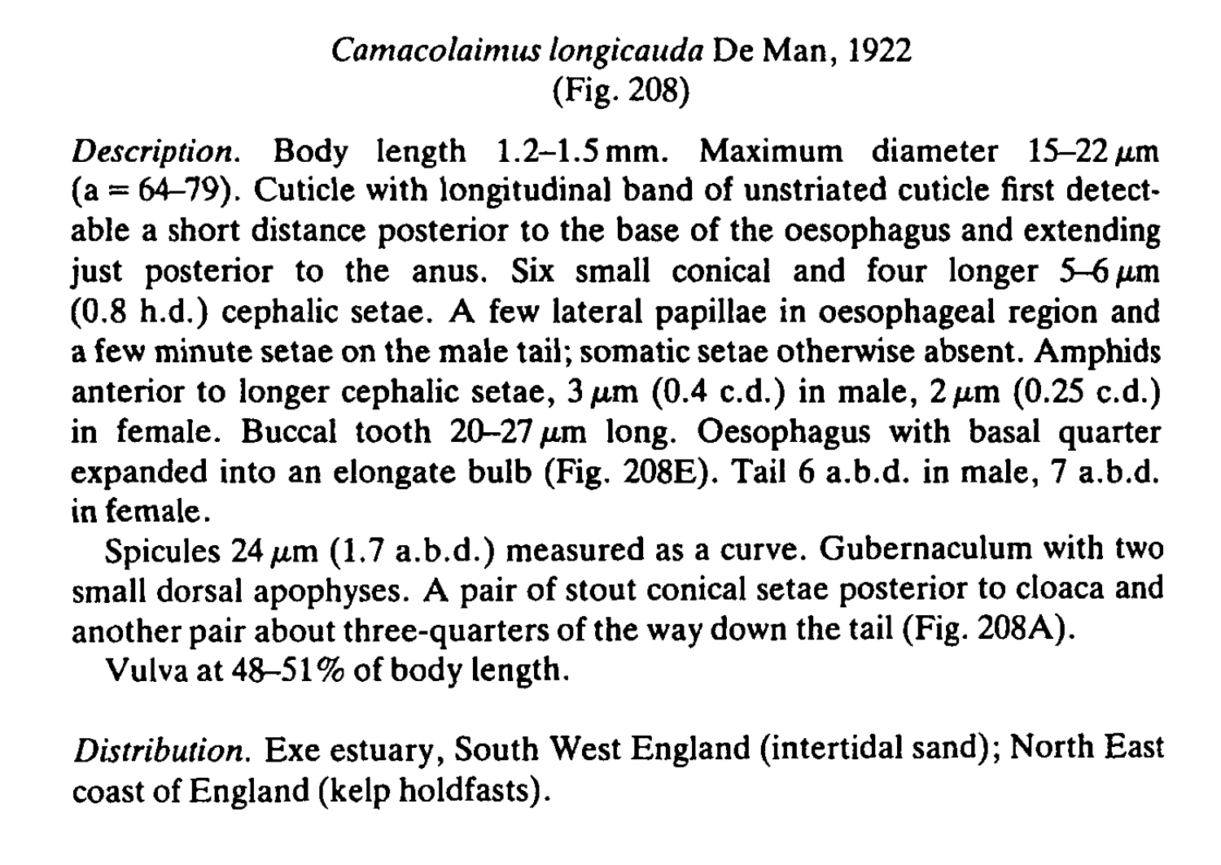## *Camacolaimus longicauda* De Man, 1922

(Fig. 208)

*Description.* Body length 1.2–1.5 mm. Maximum diameter 15–22 μm (a = 64–79). Cuticle with longitudinal band of unstriated cuticle first detectable a short distance posterior to the base of the oesophagus and extending just posterior to the anus. Six small conical and four longer 5–6 μm (0.8 h.d.) cephalic setae. A few lateral papillae in oesophageal region and a few minute setae on the male tail; somatic setae otherwise absent. Amphids anterior to longer cephalic setae, 3 μm (0.4 c.d.) in male, 2 μm (0.25 c.d.) in female. Buccal tooth 20–27 μm long. Oesophagus with basal quarter expanded into an elongate bulb (Fig. 208E). Tail 6 a.b.d. in male, 7 a.b.d. in female.

Spicules 24 μm (1.7 a.b.d.) measured as a curve. Gubernaculum with two small dorsal apophyses. A pair of stout conical setae posterior to cloaca and another pair about three-quarters of the way down the tail (Fig. 208A).

Vulva at 48–51% of body length.

*Distribution.* Exe estuary, South West England (intertidal sand); North East coast of England (kelp holdfasts).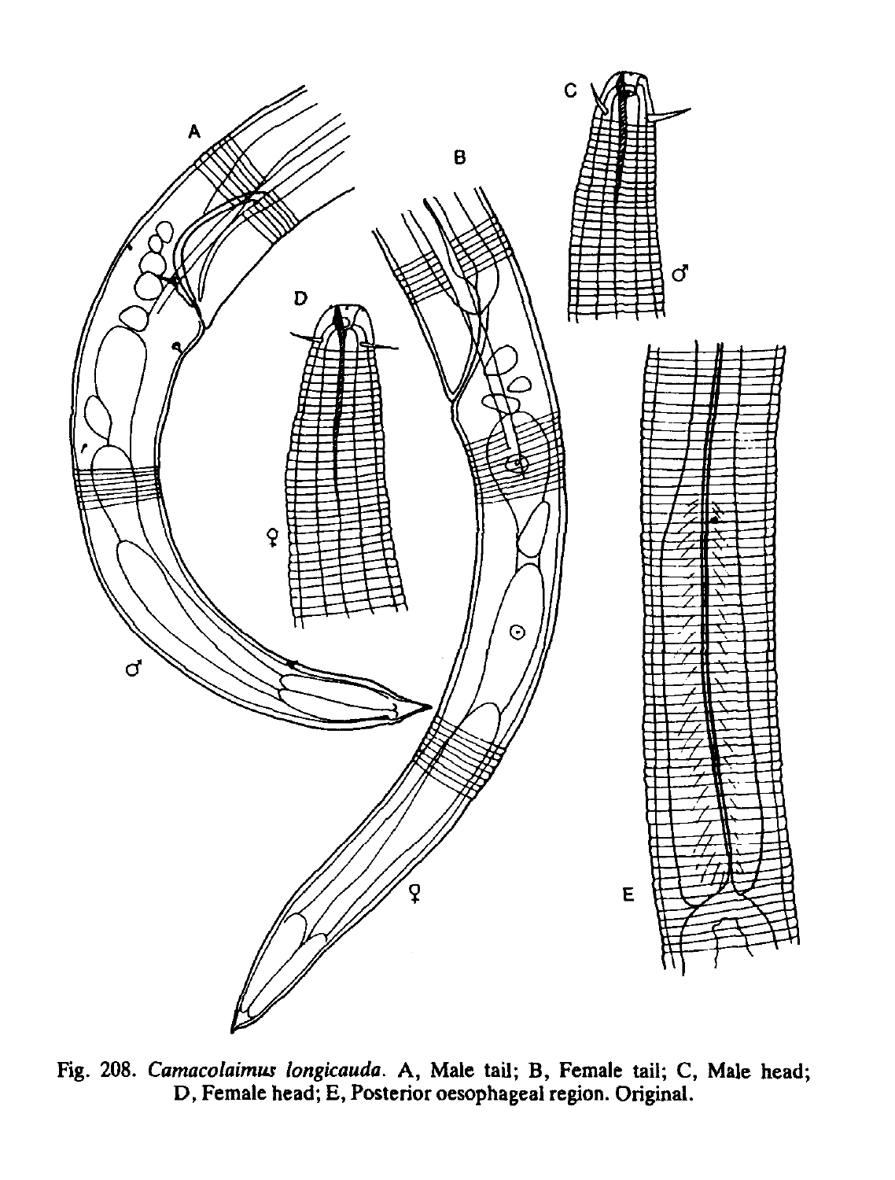Fig. 208. *Camacolaimus longicauda*. A, Male tail; B, Female tail; C, Male head; D, Female head; E, Posterior oesophageal region. Original.